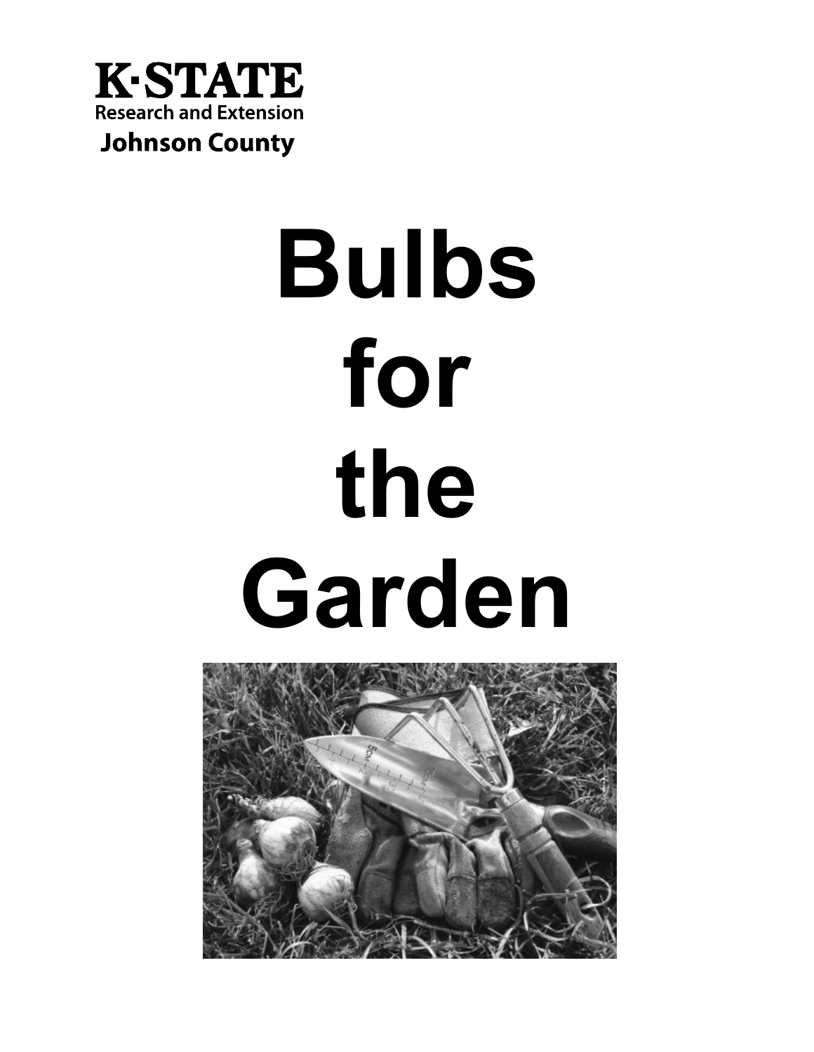K·STATE
Research and Extension
Johnson County

# Bulbs for the Garden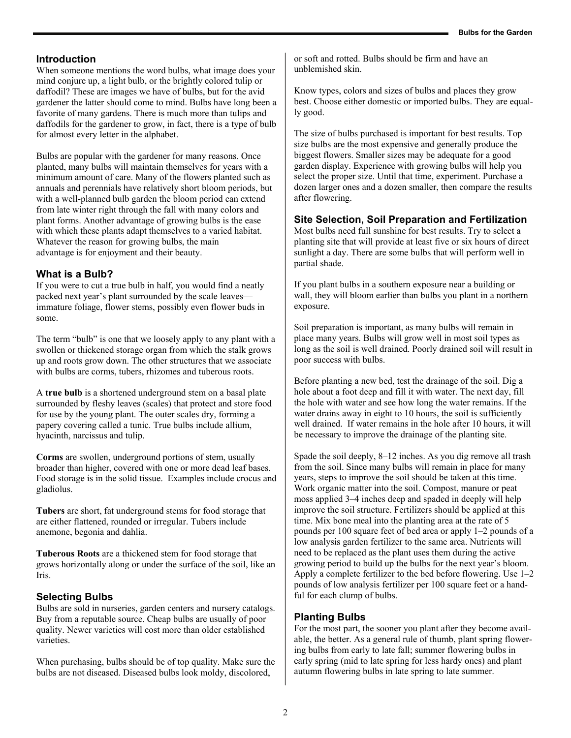## Introduction

When someone mentions the word bulbs, what image does your mind conjure up, a light bulb, or the brightly colored tulip or daffodil? These are images we have of bulbs, but for the avid gardener the latter should come to mind. Bulbs have long been a favorite of many gardens. There is much more than tulips and daffodils for the gardener to grow, in fact, there is a type of bulb for almost every letter in the alphabet.

Bulbs are popular with the gardener for many reasons. Once planted, many bulbs will maintain themselves for years with a minimum amount of care. Many of the flowers planted such as annuals and perennials have relatively short bloom periods, but with a well-planned bulb garden the bloom period can extend from late winter right through the fall with many colors and plant forms. Another advantage of growing bulbs is the ease with which these plants adapt themselves to a varied habitat. Whatever the reason for growing bulbs, the main advantage is for enjoyment and their beauty.

## What is a Bulb?

If you were to cut a true bulb in half, you would find a neatly packed next year's plant surrounded by the scale leaves—immature foliage, flower stems, possibly even flower buds in some.

The term "bulb" is one that we loosely apply to any plant with a swollen or thickened storage organ from which the stalk grows up and roots grow down. The other structures that we associate with bulbs are corms, tubers, rhizomes and tuberous roots.

A **true bulb** is a shortened underground stem on a basal plate surrounded by fleshy leaves (scales) that protect and store food for use by the young plant. The outer scales dry, forming a papery covering called a tunic. True bulbs include allium, hyacinth, narcissus and tulip.

**Corms** are swollen, underground portions of stem, usually broader than higher, covered with one or more dead leaf bases. Food storage is in the solid tissue. Examples include crocus and gladiolus.

**Tubers** are short, fat underground stems for food storage that are either flattened, rounded or irregular. Tubers include anemone, begonia and dahlia.

**Tuberous Roots** are a thickened stem for food storage that grows horizontally along or under the surface of the soil, like an Iris.

## Selecting Bulbs

Bulbs are sold in nurseries, garden centers and nursery catalogs. Buy from a reputable source. Cheap bulbs are usually of poor quality. Newer varieties will cost more than older established varieties.

When purchasing, bulbs should be of top quality. Make sure the bulbs are not diseased. Diseased bulbs look moldy, discolored, or soft and rotted. Bulbs should be firm and have an unblemished skin.

Know types, colors and sizes of bulbs and places they grow best. Choose either domestic or imported bulbs. They are equally good.

The size of bulbs purchased is important for best results. Top size bulbs are the most expensive and generally produce the biggest flowers. Smaller sizes may be adequate for a good garden display. Experience with growing bulbs will help you select the proper size. Until that time, experiment. Purchase a dozen larger ones and a dozen smaller, then compare the results after flowering.

## Site Selection, Soil Preparation and Fertilization

Most bulbs need full sunshine for best results. Try to select a planting site that will provide at least five or six hours of direct sunlight a day. There are some bulbs that will perform well in partial shade.

If you plant bulbs in a southern exposure near a building or wall, they will bloom earlier than bulbs you plant in a northern exposure.

Soil preparation is important, as many bulbs will remain in place many years. Bulbs will grow well in most soil types as long as the soil is well drained. Poorly drained soil will result in poor success with bulbs.

Before planting a new bed, test the drainage of the soil. Dig a hole about a foot deep and fill it with water. The next day, fill the hole with water and see how long the water remains. If the water drains away in eight to 10 hours, the soil is sufficiently well drained. If water remains in the hole after 10 hours, it will be necessary to improve the drainage of the planting site.

Spade the soil deeply, 8–12 inches. As you dig remove all trash from the soil. Since many bulbs will remain in place for many years, steps to improve the soil should be taken at this time. Work organic matter into the soil. Compost, manure or peat moss applied 3–4 inches deep and spaded in deeply will help improve the soil structure. Fertilizers should be applied at this time. Mix bone meal into the planting area at the rate of 5 pounds per 100 square feet of bed area or apply 1–2 pounds of a low analysis garden fertilizer to the same area. Nutrients will need to be replaced as the plant uses them during the active growing period to build up the bulbs for the next year's bloom. Apply a complete fertilizer to the bed before flowering. Use 1–2 pounds of low analysis fertilizer per 100 square feet or a handful for each clump of bulbs.

## Planting Bulbs

For the most part, the sooner you plant after they become available, the better. As a general rule of thumb, plant spring flowering bulbs from early to late fall; summer flowering bulbs in early spring (mid to late spring for less hardy ones) and plant autumn flowering bulbs in late spring to late summer.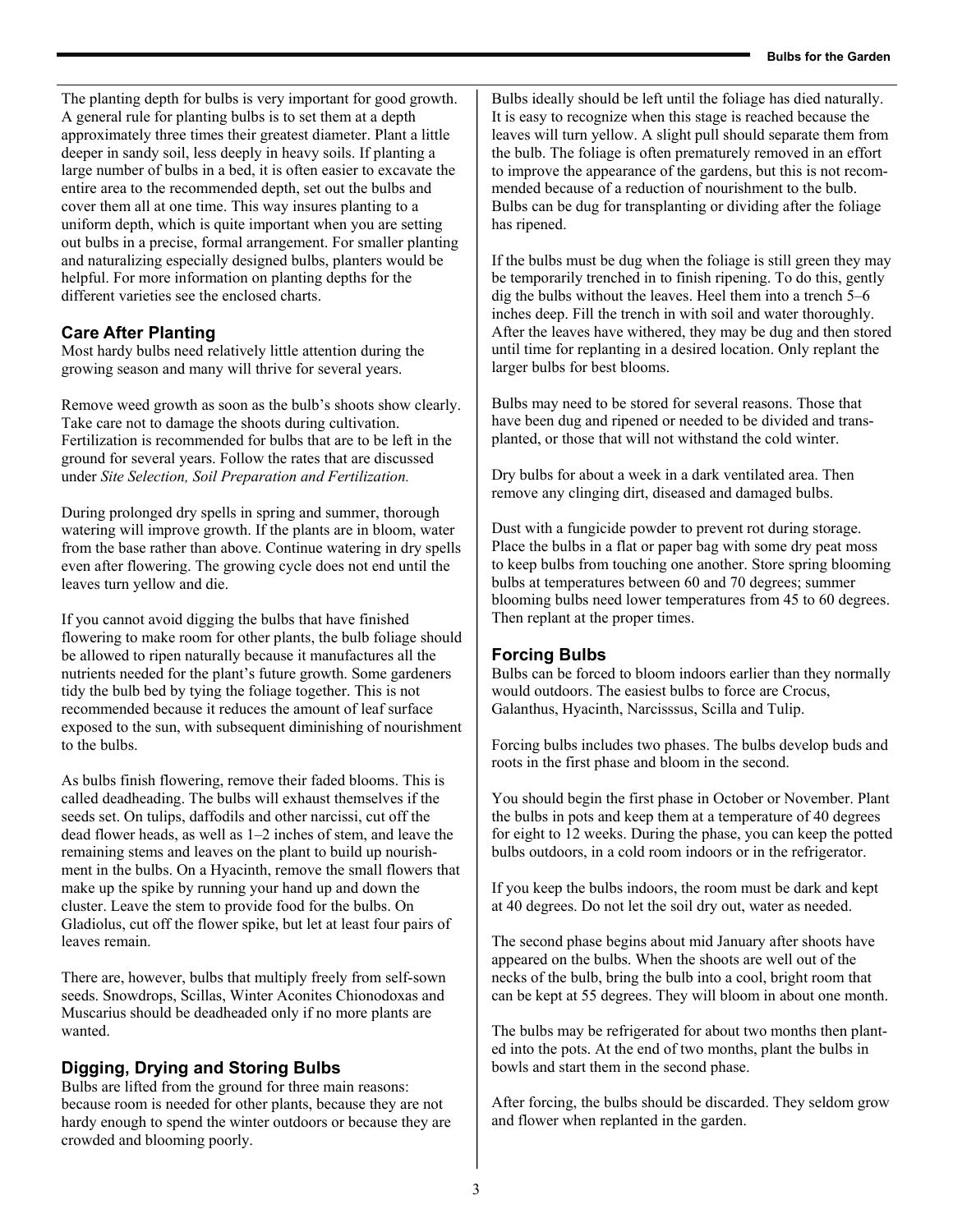The planting depth for bulbs is very important for good growth. A general rule for planting bulbs is to set them at a depth approximately three times their greatest diameter. Plant a little deeper in sandy soil, less deeply in heavy soils. If planting a large number of bulbs in a bed, it is often easier to excavate the entire area to the recommended depth, set out the bulbs and cover them all at one time. This way insures planting to a uniform depth, which is quite important when you are setting out bulbs in a precise, formal arrangement. For smaller planting and naturalizing especially designed bulbs, planters would be helpful. For more information on planting depths for the different varieties see the enclosed charts.

### Care After Planting

Most hardy bulbs need relatively little attention during the growing season and many will thrive for several years.

Remove weed growth as soon as the bulb's shoots show clearly. Take care not to damage the shoots during cultivation. Fertilization is recommended for bulbs that are to be left in the ground for several years. Follow the rates that are discussed under *Site Selection, Soil Preparation and Fertilization.*

During prolonged dry spells in spring and summer, thorough watering will improve growth. If the plants are in bloom, water from the base rather than above. Continue watering in dry spells even after flowering. The growing cycle does not end until the leaves turn yellow and die.

If you cannot avoid digging the bulbs that have finished flowering to make room for other plants, the bulb foliage should be allowed to ripen naturally because it manufactures all the nutrients needed for the plant's future growth. Some gardeners tidy the bulb bed by tying the foliage together. This is not recommended because it reduces the amount of leaf surface exposed to the sun, with subsequent diminishing of nourishment to the bulbs.

As bulbs finish flowering, remove their faded blooms. This is called deadheading. The bulbs will exhaust themselves if the seeds set. On tulips, daffodils and other narcissi, cut off the dead flower heads, as well as 1–2 inches of stem, and leave the remaining stems and leaves on the plant to build up nourishment in the bulbs. On a Hyacinth, remove the small flowers that make up the spike by running your hand up and down the cluster. Leave the stem to provide food for the bulbs. On Gladiolus, cut off the flower spike, but let at least four pairs of leaves remain.

There are, however, bulbs that multiply freely from self-sown seeds. Snowdrops, Scillas, Winter Aconites Chionodoxas and Muscarius should be deadheaded only if no more plants are wanted.

### Digging, Drying and Storing Bulbs

Bulbs are lifted from the ground for three main reasons: because room is needed for other plants, because they are not hardy enough to spend the winter outdoors or because they are crowded and blooming poorly.

Bulbs ideally should be left until the foliage has died naturally. It is easy to recognize when this stage is reached because the leaves will turn yellow. A slight pull should separate them from the bulb. The foliage is often prematurely removed in an effort to improve the appearance of the gardens, but this is not recommended because of a reduction of nourishment to the bulb. Bulbs can be dug for transplanting or dividing after the foliage has ripened.

If the bulbs must be dug when the foliage is still green they may be temporarily trenched in to finish ripening. To do this, gently dig the bulbs without the leaves. Heel them into a trench 5–6 inches deep. Fill the trench in with soil and water thoroughly. After the leaves have withered, they may be dug and then stored until time for replanting in a desired location. Only replant the larger bulbs for best blooms.

Bulbs may need to be stored for several reasons. Those that have been dug and ripened or needed to be divided and transplanted, or those that will not withstand the cold winter.

Dry bulbs for about a week in a dark ventilated area. Then remove any clinging dirt, diseased and damaged bulbs.

Dust with a fungicide powder to prevent rot during storage. Place the bulbs in a flat or paper bag with some dry peat moss to keep bulbs from touching one another. Store spring blooming bulbs at temperatures between 60 and 70 degrees; summer blooming bulbs need lower temperatures from 45 to 60 degrees. Then replant at the proper times.

### Forcing Bulbs

Bulbs can be forced to bloom indoors earlier than they normally would outdoors. The easiest bulbs to force are Crocus, Galanthus, Hyacinth, Narcisssus, Scilla and Tulip.

Forcing bulbs includes two phases. The bulbs develop buds and roots in the first phase and bloom in the second.

You should begin the first phase in October or November. Plant the bulbs in pots and keep them at a temperature of 40 degrees for eight to 12 weeks. During the phase, you can keep the potted bulbs outdoors, in a cold room indoors or in the refrigerator.

If you keep the bulbs indoors, the room must be dark and kept at 40 degrees. Do not let the soil dry out, water as needed.

The second phase begins about mid January after shoots have appeared on the bulbs. When the shoots are well out of the necks of the bulb, bring the bulb into a cool, bright room that can be kept at 55 degrees. They will bloom in about one month.

The bulbs may be refrigerated for about two months then planted into the pots. At the end of two months, plant the bulbs in bowls and start them in the second phase.

After forcing, the bulbs should be discarded. They seldom grow and flower when replanted in the garden.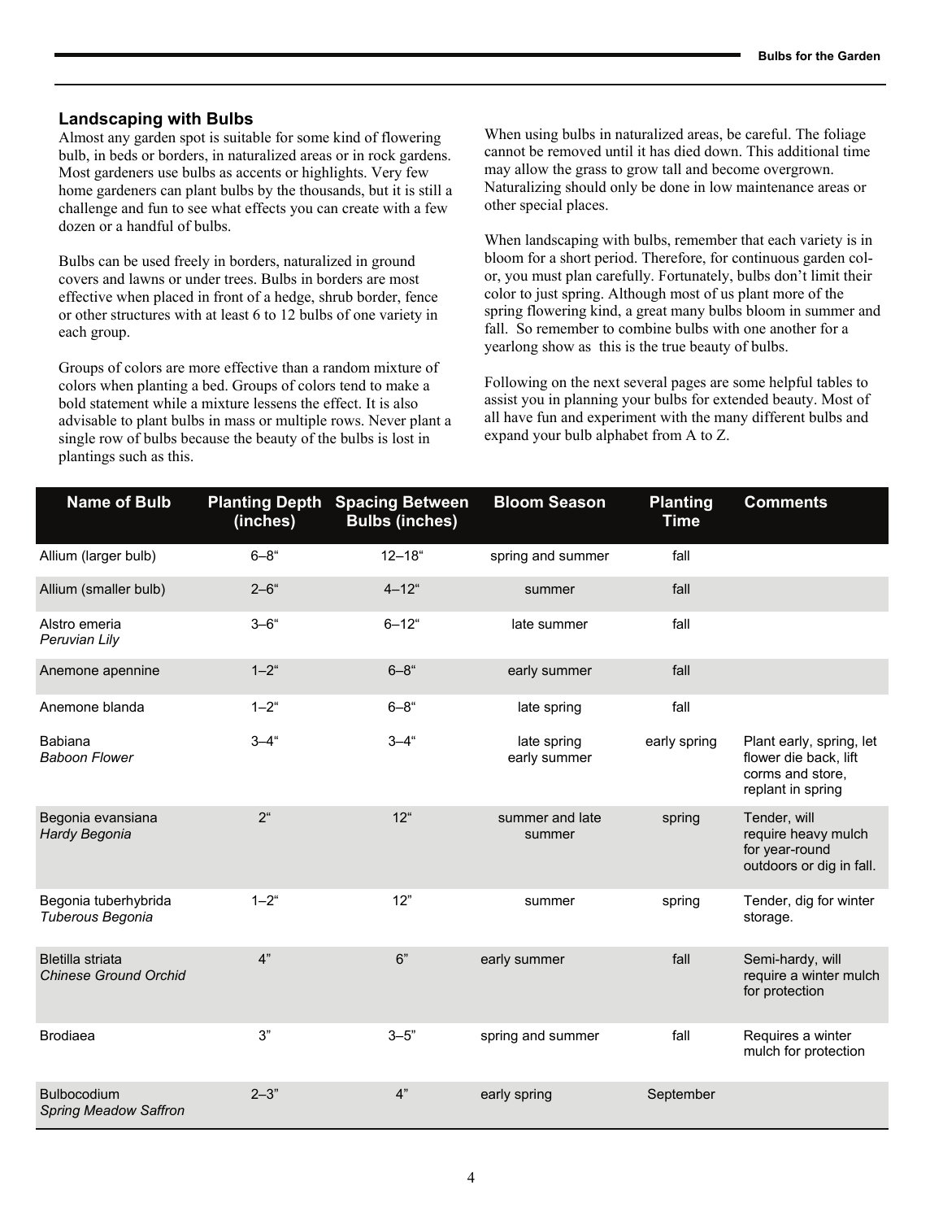## Landscaping with Bulbs

Almost any garden spot is suitable for some kind of flowering bulb, in beds or borders, in naturalized areas or in rock gardens. Most gardeners use bulbs as accents or highlights. Very few home gardeners can plant bulbs by the thousands, but it is still a challenge and fun to see what effects you can create with a few dozen or a handful of bulbs.

Bulbs can be used freely in borders, naturalized in ground covers and lawns or under trees. Bulbs in borders are most effective when placed in front of a hedge, shrub border, fence or other structures with at least 6 to 12 bulbs of one variety in each group.

Groups of colors are more effective than a random mixture of colors when planting a bed. Groups of colors tend to make a bold statement while a mixture lessens the effect. It is also advisable to plant bulbs in mass or multiple rows. Never plant a single row of bulbs because the beauty of the bulbs is lost in plantings such as this.

When using bulbs in naturalized areas, be careful. The foliage cannot be removed until it has died down. This additional time may allow the grass to grow tall and become overgrown. Naturalizing should only be done in low maintenance areas or other special places.

When landscaping with bulbs, remember that each variety is in bloom for a short period. Therefore, for continuous garden color, you must plan carefully. Fortunately, bulbs don't limit their color to just spring. Although most of us plant more of the spring flowering kind, a great many bulbs bloom in summer and fall. So remember to combine bulbs with one another for a yearlong show as this is the true beauty of bulbs.

Following on the next several pages are some helpful tables to assist you in planning your bulbs for extended beauty. Most of all have fun and experiment with the many different bulbs and expand your bulb alphabet from A to Z.

| Name of Bulb | Planting Depth (inches) | Spacing Between Bulbs (inches) | Bloom Season | Planting Time | Comments |
|---|---|---|---|---|---|
| Allium (larger bulb) | 6–8" | 12–18" | spring and summer | fall | |
| Allium (smaller bulb) | 2–6" | 4–12" | summer | fall | |
| Alstro emeria *Peruvian Lily* | 3–6" | 6–12" | late summer | fall | |
| Anemone apennine | 1–2" | 6–8" | early summer | fall | |
| Anemone blanda | 1–2" | 6–8" | late spring | fall | |
| Babiana *Baboon Flower* | 3–4" | 3–4" | late spring early summer | early spring | Plant early, spring, let flower die back, lift corms and store, replant in spring |
| Begonia evansiana *Hardy Begonia* | 2" | 12" | summer and late summer | spring | Tender, will require heavy mulch for year-round outdoors or dig in fall. |
| Begonia tuberhybrida *Tuberous Begonia* | 1–2" | 12" | summer | spring | Tender, dig for winter storage. |
| Bletilla striata *Chinese Ground Orchid* | 4" | 6" | early summer | fall | Semi-hardy, will require a winter mulch for protection |
| Brodiaea | 3" | 3–5" | spring and summer | fall | Requires a winter mulch for protection |
| Bulbocodium *Spring Meadow Saffron* | 2–3" | 4" | early spring | September | |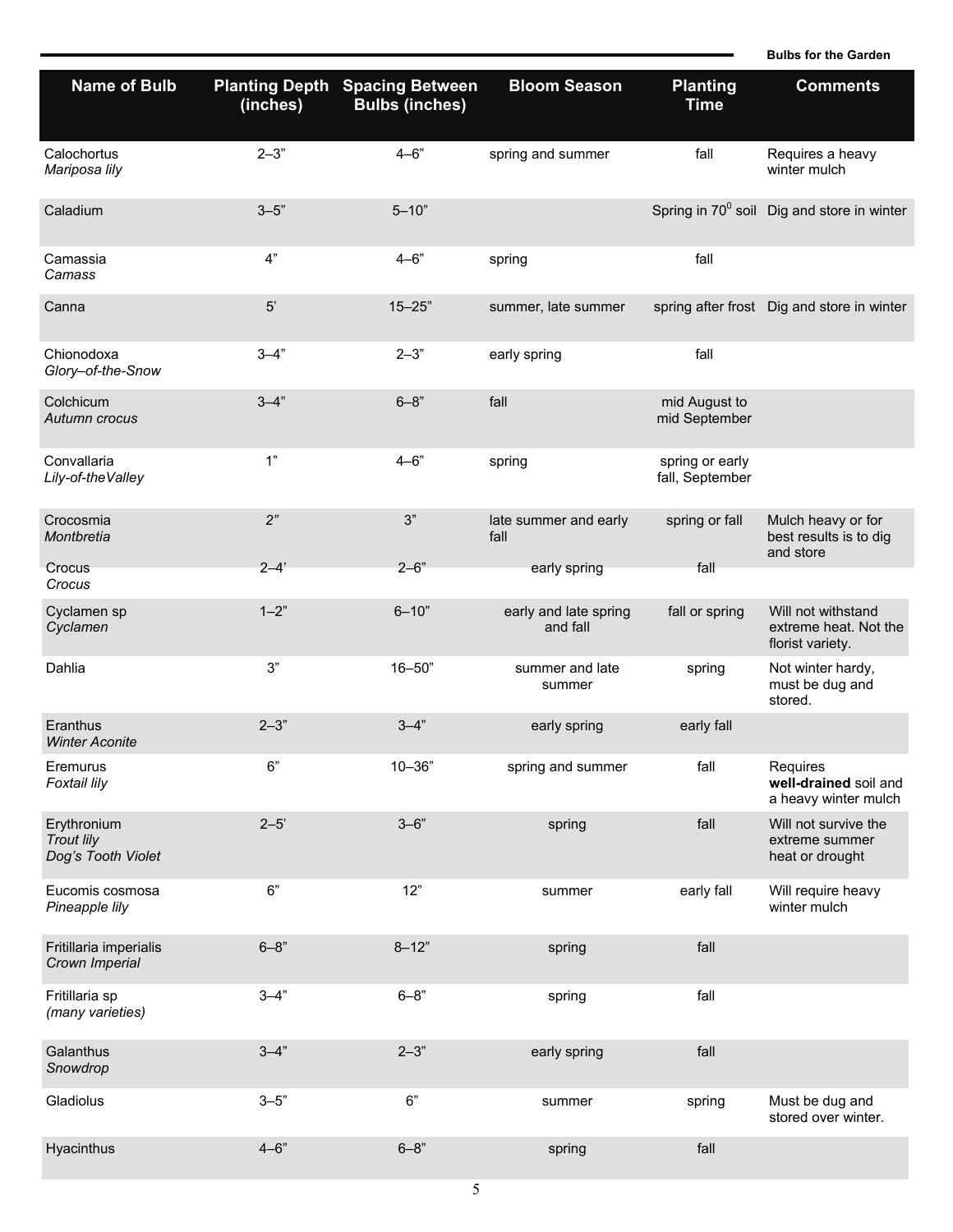| Name of Bulb | Planting Depth (inches) | Spacing Between Bulbs (inches) | Bloom Season | Planting Time | Comments |
|---|---|---|---|---|---|
| Calochortus *Mariposa lily* | 2–3” | 4–6” | spring and summer | fall | Requires a heavy winter mulch |
| Caladium | 3–5” | 5–10” | | Spring in $70^0$ soil | Dig and store in winter |
| Camassia *Camass* | 4” | 4–6” | spring | fall | |
| Canna | 5’ | 15–25” | summer, late summer | spring after frost | Dig and store in winter |
| Chionodoxa *Glory–of-the-Snow* | 3–4” | 2–3” | early spring | fall | |
| Colchicum *Autumn crocus* | 3–4” | 6–8” | fall | mid August to mid September | |
| Convallaria *Lily-of-theValley* | 1” | 4–6” | spring | spring or early fall, September | |
| Crocosmia *Montbretia* | *2”* | 3” | late summer and early fall | spring or fall | Mulch heavy or for best results is to dig and store |
| Crocus *Crocus* | 2–4’ | 2–6” | early spring | fall | |
| Cyclamen sp *Cyclamen* | 1–2” | 6–10” | early and late spring and fall | fall or spring | Will not withstand extreme heat. Not the florist variety. |
| Dahlia | 3” | 16–50” | summer and late summer | spring | Not winter hardy, must be dug and stored. |
| Eranthus *Winter Aconite* | 2–3” | 3–4” | early spring | early fall | |
| Eremurus *Foxtail lily* | 6” | 10–36” | spring and summer | fall | Requires **well-drained** soil and a heavy winter mulch |
| Erythronium *Trout lily* *Dog’s Tooth Violet* | 2–5’ | 3–6” | spring | fall | Will not survive the extreme summer heat or drought |
| Eucomis cosmosa *Pineapple lily* | 6” | 12” | summer | early fall | Will require heavy winter mulch |
| Fritillaria imperialis *Crown Imperial* | 6–8” | 8–12” | spring | fall | |
| Fritillaria sp *(many varieties)* | 3–4” | 6–8” | spring | fall | |
| Galanthus *Snowdrop* | 3–4” | 2–3” | early spring | fall | |
| Gladiolus | 3–5” | 6” | summer | spring | Must be dug and stored over winter. |
| Hyacinthus | 4–6” | 6–8” | spring | fall | |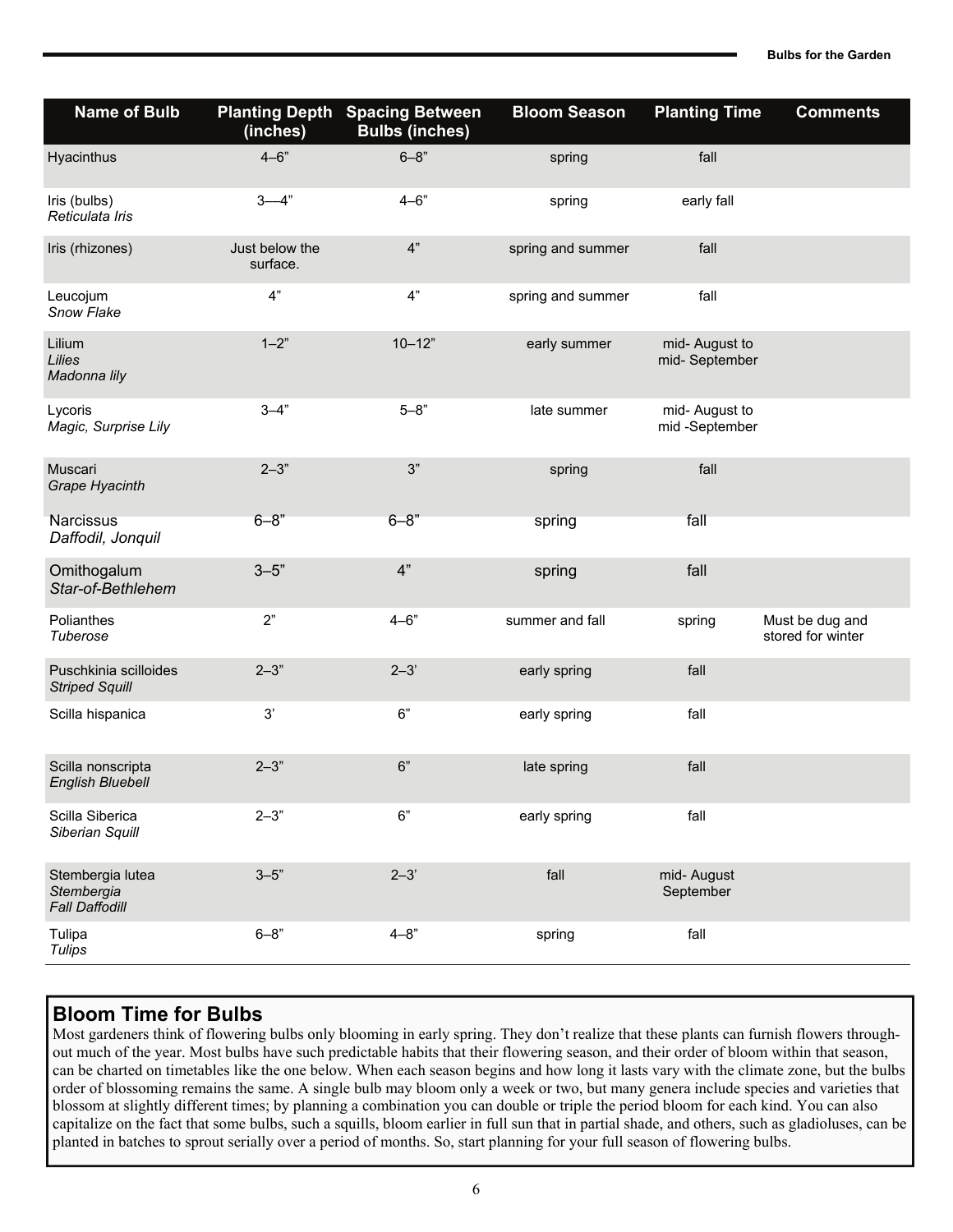| Name of Bulb | Planting Depth (inches) | Spacing Between Bulbs (inches) | Bloom Season | Planting Time | Comments |
|---|---|---|---|---|---|
| Hyacinthus | 4–6” | 6–8” | spring | fall | |
| Iris (bulbs) *Reticulata Iris* | 3—4” | 4–6” | spring | early fall | |
| Iris (rhizones) | Just below the surface. | 4” | spring and summer | fall | |
| Leucojum *Snow Flake* | 4” | 4” | spring and summer | fall | |
| Lilium *Lilies* *Madonna lily* | 1–2” | 10–12” | early summer | mid- August to mid- September | |
| Lycoris *Magic, Surprise Lily* | 3–4” | 5–8” | late summer | mid- August to mid -September | |
| Muscari *Grape Hyacinth* | 2–3” | 3” | spring | fall | |
| Narcissus *Daffodil, Jonquil* | 6–8” | 6–8” | spring | fall | |
| Omithogalum *Star-of-Bethlehem* | 3–5” | 4” | spring | fall | |
| Polianthes *Tuberose* | 2” | 4–6” | summer and fall | spring | Must be dug and stored for winter |
| Puschkinia scilloides *Striped Squill* | 2–3” | 2–3’ | early spring | fall | |
| Scilla hispanica | 3’ | 6” | early spring | fall | |
| Scilla nonscripta *English Bluebell* | 2–3” | 6” | late spring | fall | |
| Scilla Siberica *Siberian Squill* | 2–3” | 6” | early spring | fall | |
| Stembergia lutea *Stembergia* *Fall Daffodill* | 3–5” | 2–3’ | fall | mid- August September | |
| Tulipa *Tulips* | 6–8” | 4–8” | spring | fall | |

## Bloom Time for Bulbs

Most gardeners think of flowering bulbs only blooming in early spring. They don’t realize that these plants can furnish flowers throughout much of the year. Most bulbs have such predictable habits that their flowering season, and their order of bloom within that season, can be charted on timetables like the one below. When each season begins and how long it lasts vary with the climate zone, but the bulbs order of blossoming remains the same. A single bulb may bloom only a week or two, but many genera include species and varieties that blossom at slightly different times; by planning a combination you can double or triple the period bloom for each kind. You can also capitalize on the fact that some bulbs, such a squills, bloom earlier in full sun that in partial shade, and others, such as gladioluses, can be planted in batches to sprout serially over a period of months. So, start planning for your full season of flowering bulbs.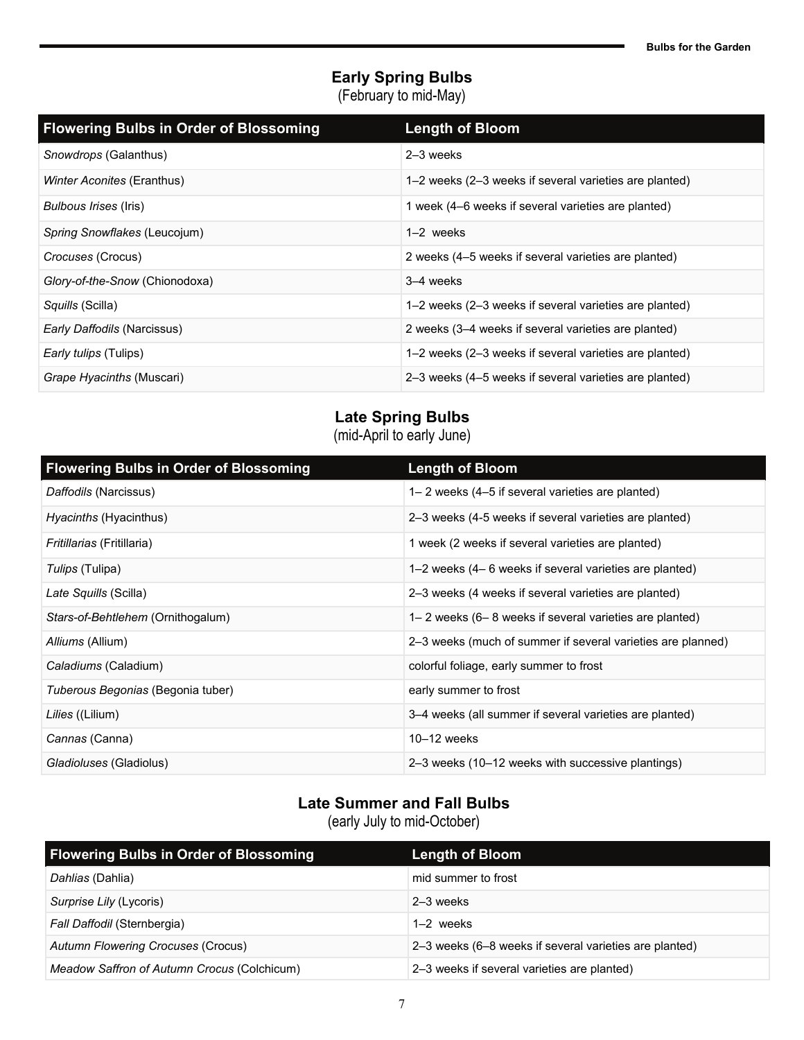## Early Spring Bulbs

(February to mid-May)

| Flowering Bulbs in Order of Blossoming | Length of Bloom |
|---|---|
| *Snowdrops* (Galanthus) | 2–3 weeks |
| *Winter Aconites* (Eranthus) | 1–2 weeks (2–3 weeks if several varieties are planted) |
| *Bulbous Irises* (Iris) | 1 week (4–6 weeks if several varieties are planted) |
| *Spring Snowflakes* (Leucojum) | 1–2 weeks |
| *Crocuses* (Crocus) | 2 weeks (4–5 weeks if several varieties are planted) |
| *Glory-of-the-Snow* (Chionodoxa) | 3–4 weeks |
| *Squills* (Scilla) | 1–2 weeks (2–3 weeks if several varieties are planted) |
| *Early Daffodils* (Narcissus) | 2 weeks (3–4 weeks if several varieties are planted) |
| *Early tulips* (Tulips) | 1–2 weeks (2–3 weeks if several varieties are planted) |
| *Grape Hyacinths* (Muscari) | 2–3 weeks (4–5 weeks if several varieties are planted) |

## Late Spring Bulbs

(mid-April to early June)

| Flowering Bulbs in Order of Blossoming | Length of Bloom |
|---|---|
| *Daffodils* (Narcissus) | 1– 2 weeks (4–5 if several varieties are planted) |
| *Hyacinths* (Hyacinthus) | 2–3 weeks (4-5 weeks if several varieties are planted) |
| *Fritillarias* (Fritillaria) | 1 week (2 weeks if several varieties are planted) |
| *Tulips* (Tulipa) | 1–2 weeks (4– 6 weeks if several varieties are planted) |
| *Late Squills* (Scilla) | 2–3 weeks (4 weeks if several varieties are planted) |
| *Stars-of-Behtlehem* (Ornithogalum) | 1– 2 weeks (6– 8 weeks if several varieties are planted) |
| *Alliums* (Allium) | 2–3 weeks (much of summer if several varieties are planned) |
| *Caladiums* (Caladium) | colorful foliage, early summer to frost |
| *Tuberous Begonias* (Begonia tuber) | early summer to frost |
| *Lilies* ((Lilium) | 3–4 weeks (all summer if several varieties are planted) |
| *Cannas* (Canna) | 10–12 weeks |
| *Gladioluses* (Gladiolus) | 2–3 weeks (10–12 weeks with successive plantings) |

## Late Summer and Fall Bulbs

(early July to mid-October)

| Flowering Bulbs in Order of Blossoming | Length of Bloom |
|---|---|
| *Dahlias* (Dahlia) | mid summer to frost |
| *Surprise Lily* (Lycoris) | 2–3 weeks |
| *Fall Daffodil* (Sternbergia) | 1–2 weeks |
| *Autumn Flowering Crocuses* (Crocus) | 2–3 weeks (6–8 weeks if several varieties are planted) |
| *Meadow Saffron of Autumn Crocus* (Colchicum) | 2–3 weeks if several varieties are planted) |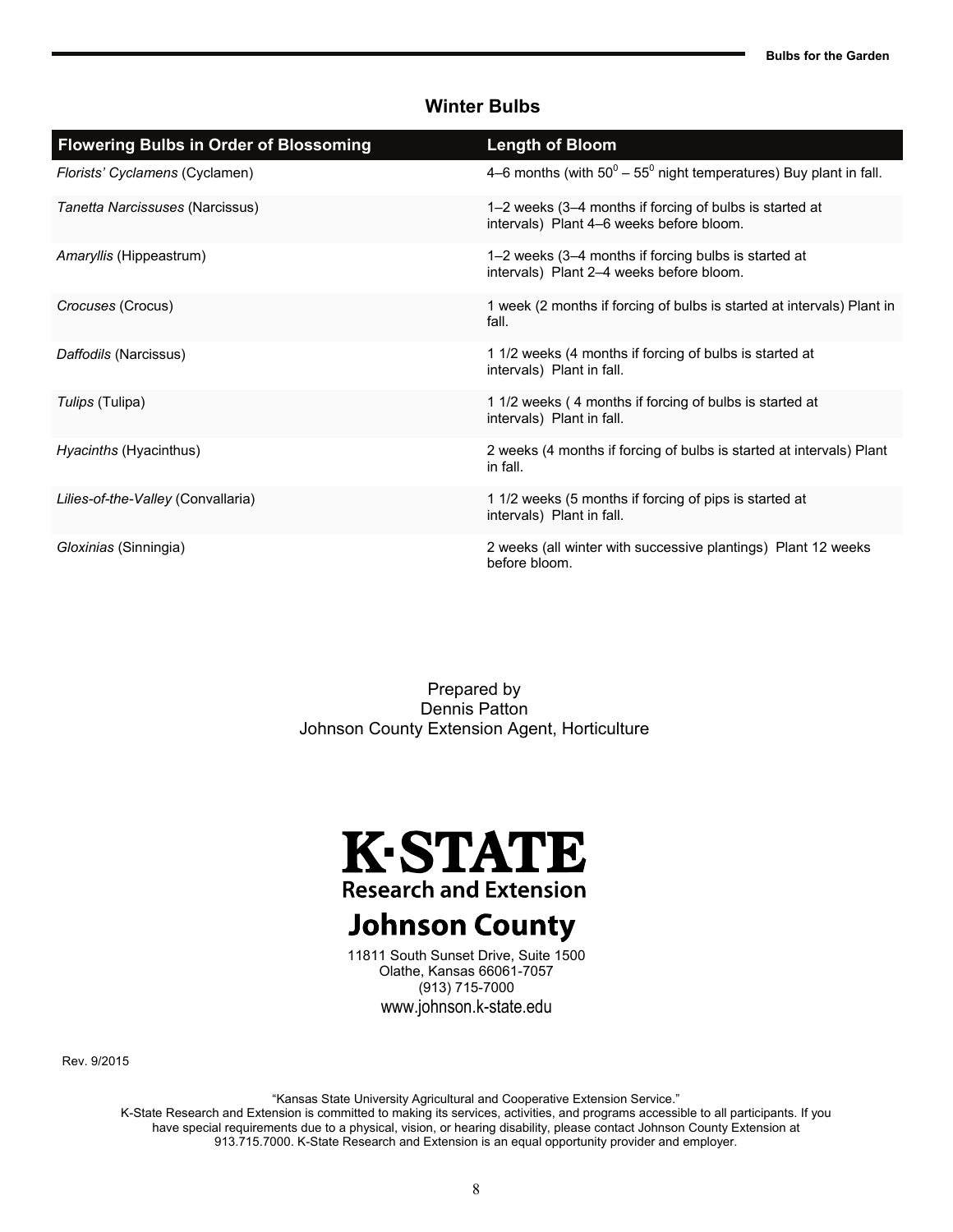## Winter Bulbs

| Flowering Bulbs in Order of Blossoming | Length of Bloom |
|---|---|
| *Florists' Cyclamens* (Cyclamen) | 4–6 months (with $50^0$ – $55^0$ night temperatures) Buy plant in fall. |
| *Tanetta Narcissuses* (Narcissus) | 1–2 weeks (3–4 months if forcing of bulbs is started at intervals) Plant 4–6 weeks before bloom. |
| *Amaryllis* (Hippeastrum) | 1–2 weeks (3–4 months if forcing bulbs is started at intervals) Plant 2–4 weeks before bloom. |
| *Crocuses* (Crocus) | 1 week (2 months if forcing of bulbs is started at intervals) Plant in fall. |
| *Daffodils* (Narcissus) | 1 1/2 weeks (4 months if forcing of bulbs is started at intervals) Plant in fall. |
| *Tulips* (Tulipa) | 1 1/2 weeks ( 4 months if forcing of bulbs is started at intervals) Plant in fall. |
| *Hyacinths* (Hyacinthus) | 2 weeks (4 months if forcing of bulbs is started at intervals) Plant in fall. |
| *Lilies-of-the-Valley* (Convallaria) | 1 1/2 weeks (5 months if forcing of pips is started at intervals) Plant in fall. |
| *Gloxinias* (Sinningia) | 2 weeks (all winter with successive plantings) Plant 12 weeks before bloom. |

Prepared by
Dennis Patton
Johnson County Extension Agent, Horticulture

**K·STATE**
**Research and Extension**
**Johnson County**

11811 South Sunset Drive, Suite 1500
Olathe, Kansas 66061-7057
(913) 715-7000
www.johnson.k-state.edu

Rev. 9/2015

"Kansas State University Agricultural and Cooperative Extension Service."
K-State Research and Extension is committed to making its services, activities, and programs accessible to all participants. If you have special requirements due to a physical, vision, or hearing disability, please contact Johnson County Extension at 913.715.7000. K-State Research and Extension is an equal opportunity provider and employer.